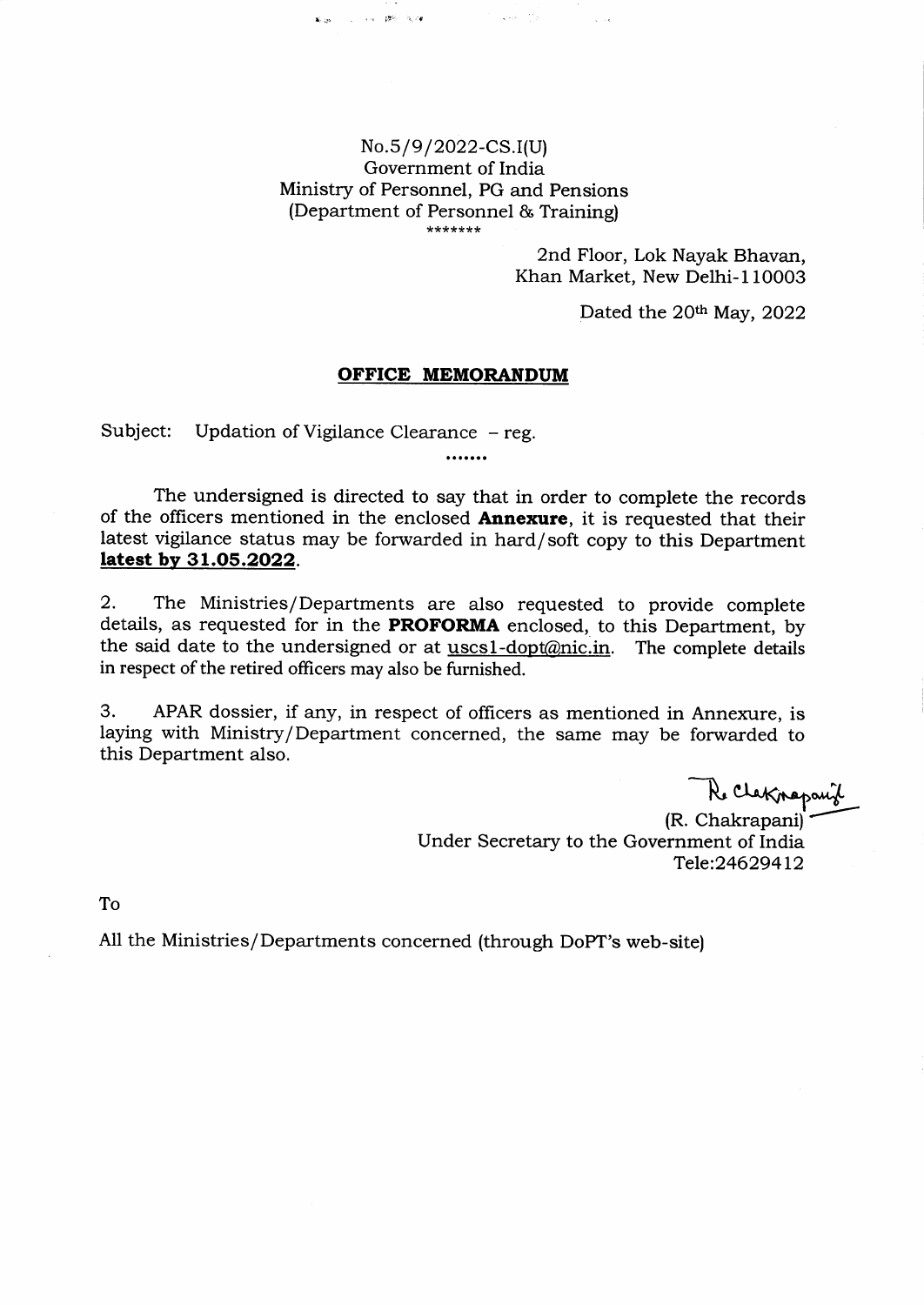No.5/9/2022-CS.I(U)
Government of India
Ministry of Personnel, PG and Pensions
(Department of Personnel & Training)

*******

2nd Floor, Lok Nayak Bhavan,
Khan Market, New Delhi-110003

Dated the 20th May, 2022

## OFFICE MEMORANDUM

Subject: Updation of Vigilance Clearance – reg.

.......

The undersigned is directed to say that in order to complete the records of the officers mentioned in the enclosed **Annexure**, it is requested that their latest vigilance status may be forwarded in hard/soft copy to this Department **latest by 31.05.2022**.

2. The Ministries/Departments are also requested to provide complete details, as requested for in the **PROFORMA** enclosed, to this Department, by the said date to the undersigned or at uscs1-dopt@nic.in. The complete details in respect of the retired officers may also be furnished.

3. APAR dossier, if any, in respect of officers as mentioned in Annexure, is laying with Ministry/Department concerned, the same may be forwarded to this Department also.

(R. Chakrapani)
Under Secretary to the Government of India
Tele:24629412

To

All the Ministries/Departments concerned (through DoPT's web-site)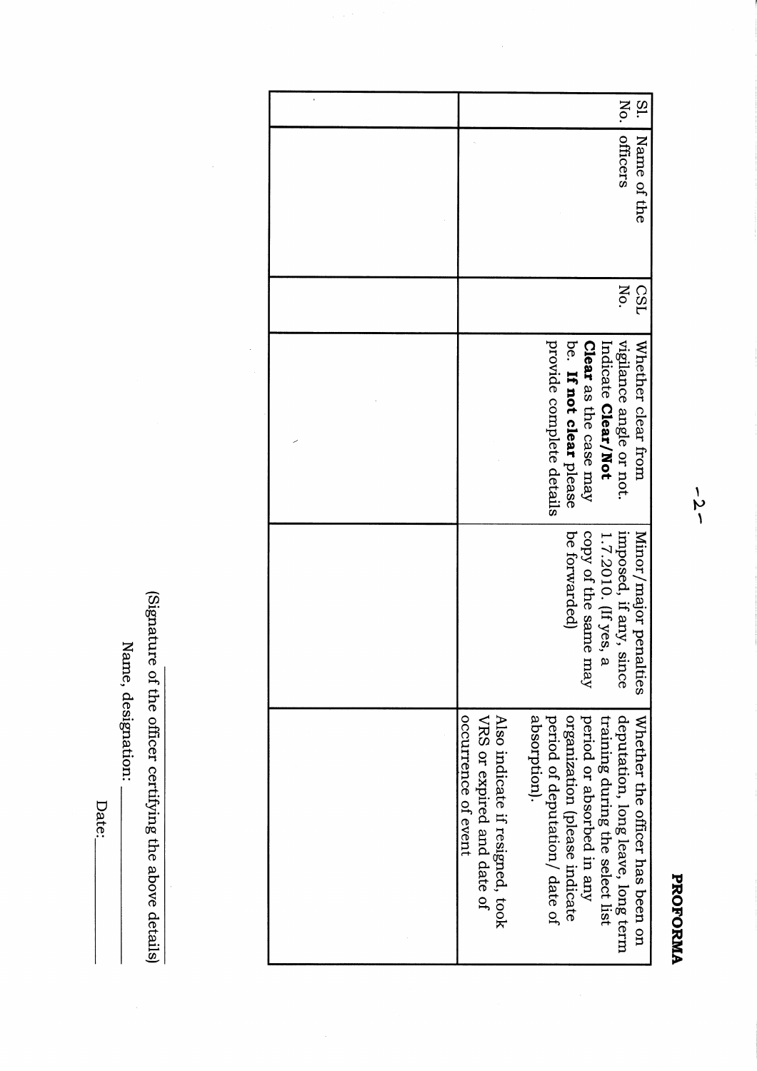## PROFORMA

| Sl. No. | Name of the officers | CSL No. | Whether clear from vigilance angle or not. Indicate **Clear/Not Clear** as the case may be. **If not clear** please provide complete details | Minor/major penalties imposed, if any, since 1.7.2010. (If yes, a copy of the same may be forwarded) | Whether the officer has been on deputation, long leave, long term training during the select list period or absorbed in any organization (please indicate period of deputation/ date of absorption). Also indicate if resigned, took VRS or expired and date of occurrence of event |
|---|---|---|---|---|---|
| | | | | | |

\_\_\_\_\_\_\_\_\_\_\_\_\_\_\_\_\_\_\_\_\_\_\_\_

(Signature of the officer certifying the above details)

Name, designation: \_\_\_\_\_\_\_\_\_\_

Date: \_\_\_\_\_\_\_\_\_\_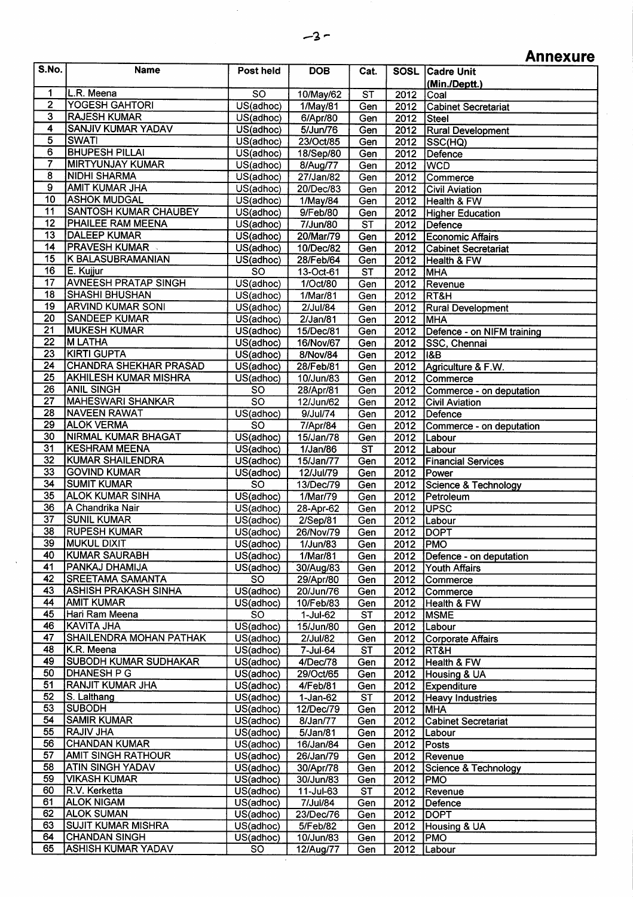# Annexure

| S.No. | Name | Post held | DOB | Cat. | SOSL | Cadre Unit (Min./Deptt.) |
|---|---|---|---|---|---|---|
| 1 | L.R. Meena | SO | 10/May/62 | ST | 2012 | Coal |
| 2 | YOGESH GAHTORI | US(adhoc) | 1/May/81 | Gen | 2012 | Cabinet Secretariat |
| 3 | RAJESH KUMAR | US(adhoc) | 6/Apr/80 | Gen | 2012 | Steel |
| 4 | SANJIV KUMAR YADAV | US(adhoc) | 5/Jun/76 | Gen | 2012 | Rural Development |
| 5 | SWATI | US(adhoc) | 23/Oct/85 | Gen | 2012 | SSC(HQ) |
| 6 | BHUPESH PILLAI | US(adhoc) | 18/Sep/80 | Gen | 2012 | Defence |
| 7 | MIRTYUNJAY KUMAR | US(adhoc) | 8/Aug/77 | Gen | 2012 | WCD |
| 8 | NIDHI SHARMA | US(adhoc) | 27/Jan/82 | Gen | 2012 | Commerce |
| 9 | AMIT KUMAR JHA | US(adhoc) | 20/Dec/83 | Gen | 2012 | Civil Aviation |
| 10 | ASHOK MUDGAL | US(adhoc) | 1/May/84 | Gen | 2012 | Health & FW |
| 11 | SANTOSH KUMAR CHAUBEY | US(adhoc) | 9/Feb/80 | Gen | 2012 | Higher Education |
| 12 | PHAILEE RAM MEENA | US(adhoc) | 7/Jun/80 | ST | 2012 | Defence |
| 13 | DALEEP KUMAR | US(adhoc) | 20/Mar/79 | Gen | 2012 | Economic Affairs |
| 14 | PRAVESH KUMAR | US(adhoc) | 10/Dec/82 | Gen | 2012 | Cabinet Secretariat |
| 15 | K BALASUBRAMANIAN | US(adhoc) | 28/Feb/64 | Gen | 2012 | Health & FW |
| 16 | E. Kujjur | SO | 13-Oct-61 | ST | 2012 | MHA |
| 17 | AVNEESH PRATAP SINGH | US(adhoc) | 1/Oct/80 | Gen | 2012 | Revenue |
| 18 | SHASHI BHUSHAN | US(adhoc) | 1/Mar/81 | Gen | 2012 | RT&H |
| 19 | ARVIND KUMAR SONI | US(adhoc) | 2/Jul/84 | Gen | 2012 | Rural Development |
| 20 | SANDEEP KUMAR | US(adhoc) | 2/Jan/81 | Gen | 2012 | MHA |
| 21 | MUKESH KUMAR | US(adhoc) | 15/Dec/81 | Gen | 2012 | Defence - on NIFM training |
| 22 | M LATHA | US(adhoc) | 16/Nov/67 | Gen | 2012 | SSC, Chennai |
| 23 | KIRTI GUPTA | US(adhoc) | 8/Nov/84 | Gen | 2012 | I&B |
| 24 | CHANDRA SHEKHAR PRASAD | US(adhoc) | 28/Feb/81 | Gen | 2012 | Agriculture & F.W. |
| 25 | AKHILESH KUMAR MISHRA | US(adhoc) | 10/Jun/83 | Gen | 2012 | Commerce |
| 26 | ANIL SINGH | SO | 28/Apr/81 | Gen | 2012 | Commerce - on deputation |
| 27 | MAHESWARI SHANKAR | SO | 12/Jun/62 | Gen | 2012 | Civil Aviation |
| 28 | NAVEEN RAWAT | US(adhoc) | 9/Jul/74 | Gen | 2012 | Defence |
| 29 | ALOK VERMA | SO | 7/Apr/84 | Gen | 2012 | Commerce - on deputation |
| 30 | NIRMAL KUMAR BHAGAT | US(adhoc) | 15/Jan/78 | Gen | 2012 | Labour |
| 31 | KESHRAM MEENA | US(adhoc) | 1/Jan/86 | ST | 2012 | Labour |
| 32 | KUMAR SHAILENDRA | US(adhoc) | 15/Jan/77 | Gen | 2012 | Financial Services |
| 33 | GOVIND KUMAR | US(adhoc) | 12/Jul/79 | Gen | 2012 | Power |
| 34 | SUMIT KUMAR | SO | 13/Dec/79 | Gen | 2012 | Science & Technology |
| 35 | ALOK KUMAR SINHA | US(adhoc) | 1/Mar/79 | Gen | 2012 | Petroleum |
| 36 | A Chandrika Nair | US(adhoc) | 28-Apr-62 | Gen | 2012 | UPSC |
| 37 | SUNIL KUMAR | US(adhoc) | 2/Sep/81 | Gen | 2012 | Labour |
| 38 | RUPESH KUMAR | US(adhoc) | 26/Nov/79 | Gen | 2012 | DOPT |
| 39 | MUKUL DIXIT | US(adhoc) | 1/Jun/83 | Gen | 2012 | PMO |
| 40 | KUMAR SAURABH | US(adhoc) | 1/Mar/81 | Gen | 2012 | Defence - on deputation |
| 41 | PANKAJ DHAMIJA | US(adhoc) | 30/Aug/83 | Gen | 2012 | Youth Affairs |
| 42 | SREETAMA SAMANTA | SO | 29/Apr/80 | Gen | 2012 | Commerce |
| 43 | ASHISH PRAKASH SINHA | US(adhoc) | 20/Jun/76 | Gen | 2012 | Commerce |
| 44 | AMIT KUMAR | US(adhoc) | 10/Feb/83 | Gen | 2012 | Health & FW |
| 45 | Hari Ram Meena | SO | 1-Jul-62 | ST | 2012 | MSME |
| 46 | KAVITA JHA | US(adhoc) | 15/Jun/80 | Gen | 2012 | Labour |
| 47 | SHAILENDRA MOHAN PATHAK | US(adhoc) | 2/Jul/82 | Gen | 2012 | Corporate Affairs |
| 48 | K.R. Meena | US(adhoc) | 7-Jul-64 | ST | 2012 | RT&H |
| 49 | SUBODH KUMAR SUDHAKAR | US(adhoc) | 4/Dec/78 | Gen | 2012 | Health & FW |
| 50 | DHANESH P G | US(adhoc) | 29/Oct/65 | Gen | 2012 | Housing & UA |
| 51 | RANJIT KUMAR JHA | US(adhoc) | 4/Feb/81 | Gen | 2012 | Expenditure |
| 52 | S. Lalthang | US(adhoc) | 1-Jan-62 | ST | 2012 | Heavy Industries |
| 53 | SUBODH | US(adhoc) | 12/Dec/79 | Gen | 2012 | MHA |
| 54 | SAMIR KUMAR | US(adhoc) | 8/Jan/77 | Gen | 2012 | Cabinet Secretariat |
| 55 | RAJIV JHA | US(adhoc) | 5/Jan/81 | Gen | 2012 | Labour |
| 56 | CHANDAN KUMAR | US(adhoc) | 16/Jan/84 | Gen | 2012 | Posts |
| 57 | AMIT SINGH RATHOUR | US(adhoc) | 26/Jan/79 | Gen | 2012 | Revenue |
| 58 | ATIN SINGH YADAV | US(adhoc) | 30/Apr/78 | Gen | 2012 | Science & Technology |
| 59 | VIKASH KUMAR | US(adhoc) | 30/Jun/83 | Gen | 2012 | PMO |
| 60 | R.V. Kerketta | US(adhoc) | 11-Jul-63 | ST | 2012 | Revenue |
| 61 | ALOK NIGAM | US(adhoc) | 7/Jul/84 | Gen | 2012 | Defence |
| 62 | ALOK SUMAN | US(adhoc) | 23/Dec/76 | Gen | 2012 | DOPT |
| 63 | SUJIT KUMAR MISHRA | US(adhoc) | 5/Feb/82 | Gen | 2012 | Housing & UA |
| 64 | CHANDAN SINGH | US(adhoc) | 10/Jun/83 | Gen | 2012 | PMO |
| 65 | ASHISH KUMAR YADAV | SO | 12/Aug/77 | Gen | 2012 | Labour |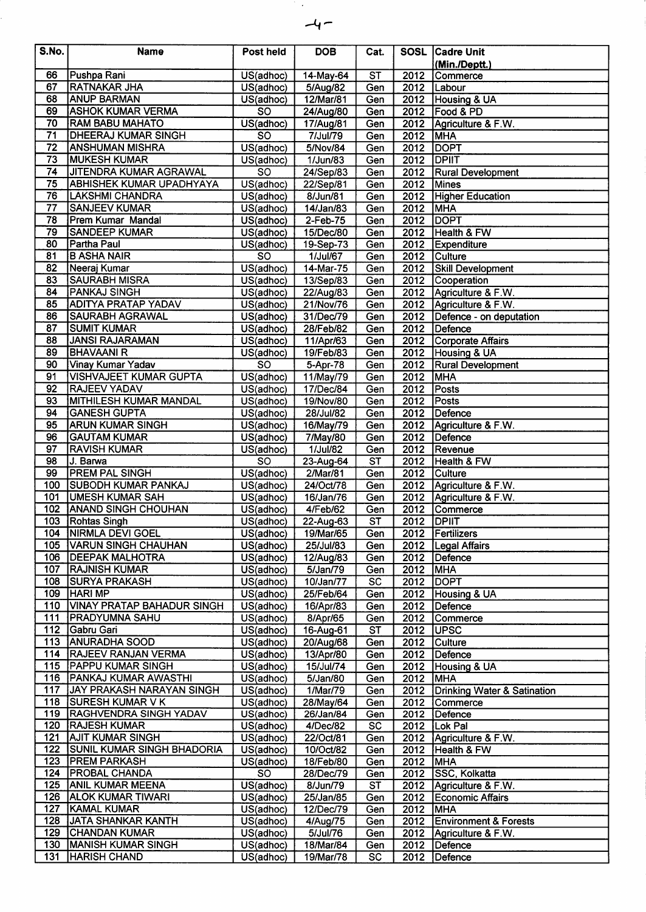| S.No. | Name | Post held | DOB | Cat. | SOSL | Cadre Unit (Min./Deptt.) |
|---|---|---|---|---|---|---|
| 66 | Pushpa Rani | US(adhoc) | 14-May-64 | ST | 2012 | Commerce |
| 67 | RATNAKAR JHA | US(adhoc) | 5/Aug/82 | Gen | 2012 | Labour |
| 68 | ANUP BARMAN | US(adhoc) | 12/Mar/81 | Gen | 2012 | Housing & UA |
| 69 | ASHOK KUMAR VERMA | SO | 24/Aug/80 | Gen | 2012 | Food & PD |
| 70 | RAM BABU MAHATO | US(adhoc) | 17/Aug/81 | Gen | 2012 | Agriculture & F.W. |
| 71 | DHEERAJ KUMAR SINGH | SO | 7/Jul/79 | Gen | 2012 | MHA |
| 72 | ANSHUMAN MISHRA | US(adhoc) | 5/Nov/84 | Gen | 2012 | DOPT |
| 73 | MUKESH KUMAR | US(adhoc) | 1/Jun/83 | Gen | 2012 | DPIIT |
| 74 | JITENDRA KUMAR AGRAWAL | SO | 24/Sep/83 | Gen | 2012 | Rural Development |
| 75 | ABHISHEK KUMAR UPADHYAYA | US(adhoc) | 22/Sep/81 | Gen | 2012 | Mines |
| 76 | LAKSHMI CHANDRA | US(adhoc) | 8/Jun/81 | Gen | 2012 | Higher Education |
| 77 | SANJEEV KUMAR | US(adhoc) | 14/Jan/83 | Gen | 2012 | MHA |
| 78 | Prem Kumar Mandal | US(adhoc) | 2-Feb-75 | Gen | 2012 | DOPT |
| 79 | SANDEEP KUMAR | US(adhoc) | 15/Dec/80 | Gen | 2012 | Health & FW |
| 80 | Partha Paul | US(adhoc) | 19-Sep-73 | Gen | 2012 | Expenditure |
| 81 | B ASHA NAIR | SO | 1/Jul/67 | Gen | 2012 | Culture |
| 82 | Neeraj Kumar | US(adhoc) | 14-Mar-75 | Gen | 2012 | Skill Development |
| 83 | SAURABH MISRA | US(adhoc) | 13/Sep/83 | Gen | 2012 | Cooperation |
| 84 | PANKAJ SINGH | US(adhoc) | 22/Aug/83 | Gen | 2012 | Agriculture & F.W. |
| 85 | ADITYA PRATAP YADAV | US(adhoc) | 21/Nov/76 | Gen | 2012 | Agriculture & F.W. |
| 86 | SAURABH AGRAWAL | US(adhoc) | 31/Dec/79 | Gen | 2012 | Defence - on deputation |
| 87 | SUMIT KUMAR | US(adhoc) | 28/Feb/82 | Gen | 2012 | Defence |
| 88 | JANSI RAJARAMAN | US(adhoc) | 11/Apr/63 | Gen | 2012 | Corporate Affairs |
| 89 | BHAVAANI R | US(adhoc) | 19/Feb/83 | Gen | 2012 | Housing & UA |
| 90 | Vinay Kumar Yadav | SO | 5-Apr-78 | Gen | 2012 | Rural Development |
| 91 | VISHVAJEET KUMAR GUPTA | US(adhoc) | 11/May/79 | Gen | 2012 | MHA |
| 92 | RAJEEV YADAV | US(adhoc) | 17/Dec/84 | Gen | 2012 | Posts |
| 93 | MITHILESH KUMAR MANDAL | US(adhoc) | 19/Nov/80 | Gen | 2012 | Posts |
| 94 | GANESH GUPTA | US(adhoc) | 28/Jul/82 | Gen | 2012 | Defence |
| 95 | ARUN KUMAR SINGH | US(adhoc) | 16/May/79 | Gen | 2012 | Agriculture & F.W. |
| 96 | GAUTAM KUMAR | US(adhoc) | 7/May/80 | Gen | 2012 | Defence |
| 97 | RAVISH KUMAR | US(adhoc) | 1/Jul/82 | Gen | 2012 | Revenue |
| 98 | J. Barwa | SO | 23-Aug-64 | ST | 2012 | Health & FW |
| 99 | PREM PAL SINGH | US(adhoc) | 2/Mar/81 | Gen | 2012 | Culture |
| 100 | SUBODH KUMAR PANKAJ | US(adhoc) | 24/Oct/78 | Gen | 2012 | Agriculture & F.W. |
| 101 | UMESH KUMAR SAH | US(adhoc) | 16/Jan/76 | Gen | 2012 | Agriculture & F.W. |
| 102 | ANAND SINGH CHOUHAN | US(adhoc) | 4/Feb/62 | Gen | 2012 | Commerce |
| 103 | Rohtas Singh | US(adhoc) | 22-Aug-63 | ST | 2012 | DPIIT |
| 104 | NIRMLA DEVI GOEL | US(adhoc) | 19/Mar/65 | Gen | 2012 | Fertilizers |
| 105 | VARUN SINGH CHAUHAN | US(adhoc) | 25/Jul/83 | Gen | 2012 | Legal Affairs |
| 106 | DEEPAK MALHOTRA | US(adhoc) | 12/Aug/83 | Gen | 2012 | Defence |
| 107 | RAJNISH KUMAR | US(adhoc) | 5/Jan/79 | Gen | 2012 | MHA |
| 108 | SURYA PRAKASH | US(adhoc) | 10/Jan/77 | SC | 2012 | DOPT |
| 109 | HARI MP | US(adhoc) | 25/Feb/64 | Gen | 2012 | Housing & UA |
| 110 | VINAY PRATAP BAHADUR SINGH | US(adhoc) | 16/Apr/83 | Gen | 2012 | Defence |
| 111 | PRADYUMNA SAHU | US(adhoc) | 8/Apr/65 | Gen | 2012 | Commerce |
| 112 | Gabru Gari | US(adhoc) | 16-Aug-61 | ST | 2012 | UPSC |
| 113 | ANURADHA SOOD | US(adhoc) | 20/Aug/68 | Gen | 2012 | Culture |
| 114 | RAJEEV RANJAN VERMA | US(adhoc) | 13/Apr/80 | Gen | 2012 | Defence |
| 115 | PAPPU KUMAR SINGH | US(adhoc) | 15/Jul/74 | Gen | 2012 | Housing & UA |
| 116 | PANKAJ KUMAR AWASTHI | US(adhoc) | 5/Jan/80 | Gen | 2012 | MHA |
| 117 | JAY PRAKASH NARAYAN SINGH | US(adhoc) | 1/Mar/79 | Gen | 2012 | Drinking Water & Satination |
| 118 | SURESH KUMAR V K | US(adhoc) | 28/May/64 | Gen | 2012 | Commerce |
| 119 | RAGHVENDRA SINGH YADAV | US(adhoc) | 26/Jan/84 | Gen | 2012 | Defence |
| 120 | RAJESH KUMAR | US(adhoc) | 4/Dec/82 | SC | 2012 | Lok Pal |
| 121 | AJIT KUMAR SINGH | US(adhoc) | 22/Oct/81 | Gen | 2012 | Agriculture & F.W. |
| 122 | SUNIL KUMAR SINGH BHADORIA | US(adhoc) | 10/Oct/82 | Gen | 2012 | Health & FW |
| 123 | PREM PARKASH | US(adhoc) | 18/Feb/80 | Gen | 2012 | MHA |
| 124 | PROBAL CHANDA | SO | 28/Dec/79 | Gen | 2012 | SSC, Kolkatta |
| 125 | ANIL KUMAR MEENA | US(adhoc) | 8/Jun/79 | ST | 2012 | Agriculture & F.W. |
| 126 | ALOK KUMAR TIWARI | US(adhoc) | 25/Jan/85 | Gen | 2012 | Economic Affairs |
| 127 | KAMAL KUMAR | US(adhoc) | 12/Dec/79 | Gen | 2012 | MHA |
| 128 | JATA SHANKAR KANTH | US(adhoc) | 4/Aug/75 | Gen | 2012 | Environment & Forests |
| 129 | CHANDAN KUMAR | US(adhoc) | 5/Jul/76 | Gen | 2012 | Agriculture & F.W. |
| 130 | MANISH KUMAR SINGH | US(adhoc) | 18/Mar/84 | Gen | 2012 | Defence |
| 131 | HARISH CHAND | US(adhoc) | 19/Mar/78 | SC | 2012 | Defence |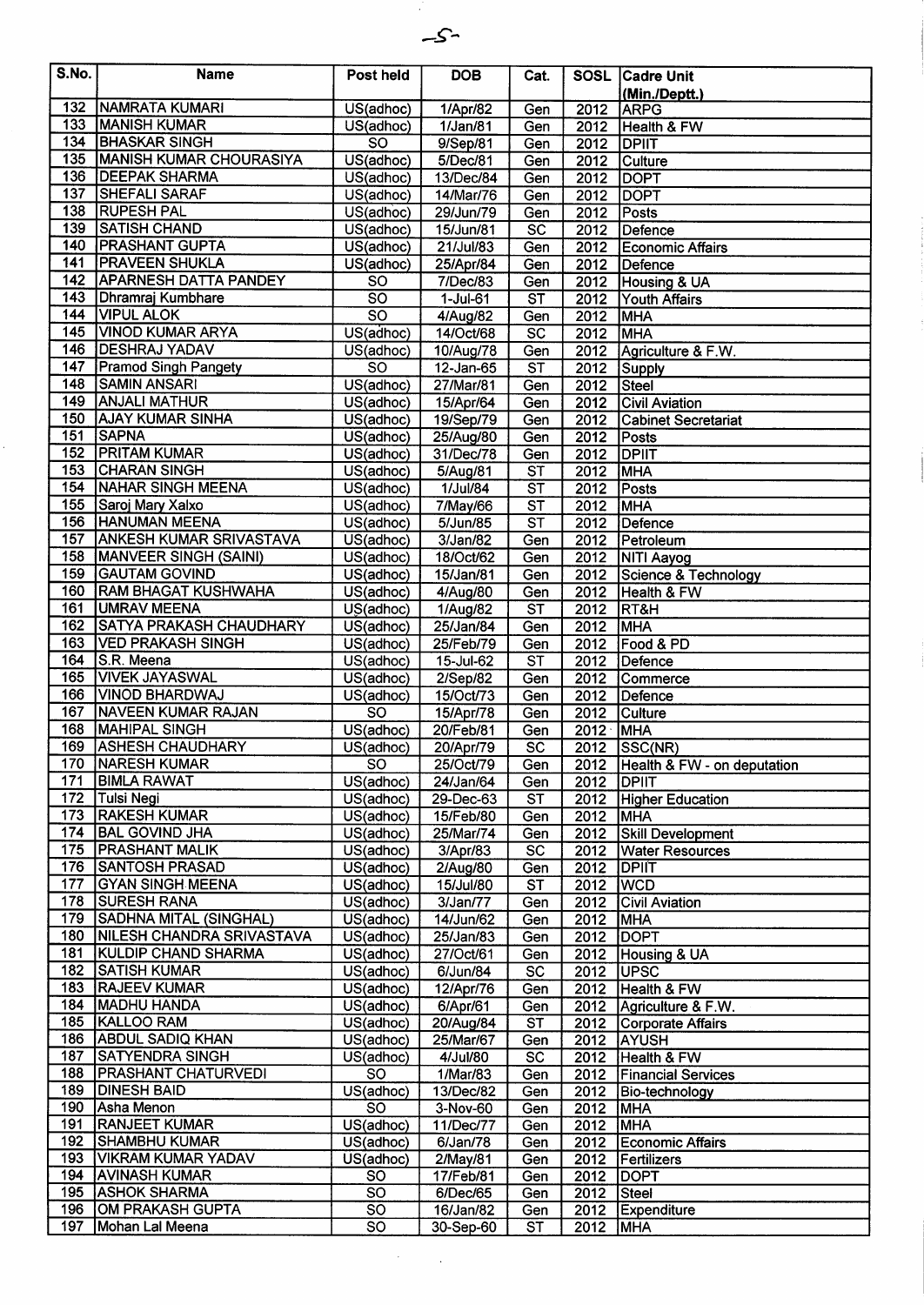| S.No. | Name | Post held | DOB | Cat. | SOSL | Cadre Unit (Min./Deptt.) |
|---|---|---|---|---|---|---|
| 132 | NAMRATA KUMARI | US(adhoc) | 1/Apr/82 | Gen | 2012 | ARPG |
| 133 | MANISH KUMAR | US(adhoc) | 1/Jan/81 | Gen | 2012 | Health & FW |
| 134 | BHASKAR SINGH | SO | 9/Sep/81 | Gen | 2012 | DPIIT |
| 135 | MANISH KUMAR CHOURASIYA | US(adhoc) | 5/Dec/81 | Gen | 2012 | Culture |
| 136 | DEEPAK SHARMA | US(adhoc) | 13/Dec/84 | Gen | 2012 | DOPT |
| 137 | SHEFALI SARAF | US(adhoc) | 14/Mar/76 | Gen | 2012 | DOPT |
| 138 | RUPESH PAL | US(adhoc) | 29/Jun/79 | Gen | 2012 | Posts |
| 139 | SATISH CHAND | US(adhoc) | 15/Jun/81 | SC | 2012 | Defence |
| 140 | PRASHANT GUPTA | US(adhoc) | 21/Jul/83 | Gen | 2012 | Economic Affairs |
| 141 | PRAVEEN SHUKLA | US(adhoc) | 25/Apr/84 | Gen | 2012 | Defence |
| 142 | APARNESH DATTA PANDEY | SO | 7/Dec/83 | Gen | 2012 | Housing & UA |
| 143 | Dhramraj Kumbhare | SO | 1-Jul-61 | ST | 2012 | Youth Affairs |
| 144 | VIPUL ALOK | SO | 4/Aug/82 | Gen | 2012 | MHA |
| 145 | VINOD KUMAR ARYA | US(adhoc) | 14/Oct/68 | SC | 2012 | MHA |
| 146 | DESHRAJ YADAV | US(adhoc) | 10/Aug/78 | Gen | 2012 | Agriculture & F.W. |
| 147 | Pramod Singh Pangety | SO | 12-Jan-65 | ST | 2012 | Supply |
| 148 | SAMIN ANSARI | US(adhoc) | 27/Mar/81 | Gen | 2012 | Steel |
| 149 | ANJALI MATHUR | US(adhoc) | 15/Apr/64 | Gen | 2012 | Civil Aviation |
| 150 | AJAY KUMAR SINHA | US(adhoc) | 19/Sep/79 | Gen | 2012 | Cabinet Secretariat |
| 151 | SAPNA | US(adhoc) | 25/Aug/80 | Gen | 2012 | Posts |
| 152 | PRITAM KUMAR | US(adhoc) | 31/Dec/78 | Gen | 2012 | DPIIT |
| 153 | CHARAN SINGH | US(adhoc) | 5/Aug/81 | ST | 2012 | MHA |
| 154 | NAHAR SINGH MEENA | US(adhoc) | 1/Jul/84 | ST | 2012 | Posts |
| 155 | Saroj Mary Xalxo | US(adhoc) | 7/May/66 | ST | 2012 | MHA |
| 156 | HANUMAN MEENA | US(adhoc) | 5/Jun/85 | ST | 2012 | Defence |
| 157 | ANKESH KUMAR SRIVASTAVA | US(adhoc) | 3/Jan/82 | Gen | 2012 | Petroleum |
| 158 | MANVEER SINGH (SAINI) | US(adhoc) | 18/Oct/62 | Gen | 2012 | NITI Aayog |
| 159 | GAUTAM GOVIND | US(adhoc) | 15/Jan/81 | Gen | 2012 | Science & Technology |
| 160 | RAM BHAGAT KUSHWAHA | US(adhoc) | 4/Aug/80 | Gen | 2012 | Health & FW |
| 161 | UMRAV MEENA | US(adhoc) | 1/Aug/82 | ST | 2012 | RT&H |
| 162 | SATYA PRAKASH CHAUDHARY | US(adhoc) | 25/Jan/84 | Gen | 2012 | MHA |
| 163 | VED PRAKASH SINGH | US(adhoc) | 25/Feb/79 | Gen | 2012 | Food & PD |
| 164 | S.R. Meena | US(adhoc) | 15-Jul-62 | ST | 2012 | Defence |
| 165 | VIVEK JAYASWAL | US(adhoc) | 2/Sep/82 | Gen | 2012 | Commerce |
| 166 | VINOD BHARDWAJ | US(adhoc) | 15/Oct/73 | Gen | 2012 | Defence |
| 167 | NAVEEN KUMAR RAJAN | SO | 15/Apr/78 | Gen | 2012 | Culture |
| 168 | MAHIPAL SINGH | US(adhoc) | 20/Feb/81 | Gen | 2012 | MHA |
| 169 | ASHESH CHAUDHARY | US(adhoc) | 20/Apr/79 | SC | 2012 | SSC(NR) |
| 170 | NARESH KUMAR | SO | 25/Oct/79 | Gen | 2012 | Health & FW - on deputation |
| 171 | BIMLA RAWAT | US(adhoc) | 24/Jan/64 | Gen | 2012 | DPIIT |
| 172 | Tulsi Negi | US(adhoc) | 29-Dec-63 | ST | 2012 | Higher Education |
| 173 | RAKESH KUMAR | US(adhoc) | 15/Feb/80 | Gen | 2012 | MHA |
| 174 | BAL GOVIND JHA | US(adhoc) | 25/Mar/74 | Gen | 2012 | Skill Development |
| 175 | PRASHANT MALIK | US(adhoc) | 3/Apr/83 | SC | 2012 | Water Resources |
| 176 | SANTOSH PRASAD | US(adhoc) | 2/Aug/80 | Gen | 2012 | DPIIT |
| 177 | GYAN SINGH MEENA | US(adhoc) | 15/Jul/80 | ST | 2012 | WCD |
| 178 | SURESH RANA | US(adhoc) | 3/Jan/77 | Gen | 2012 | Civil Aviation |
| 179 | SADHNA MITAL (SINGHAL) | US(adhoc) | 14/Jun/62 | Gen | 2012 | MHA |
| 180 | NILESH CHANDRA SRIVASTAVA | US(adhoc) | 25/Jan/83 | Gen | 2012 | DOPT |
| 181 | KULDIP CHAND SHARMA | US(adhoc) | 27/Oct/61 | Gen | 2012 | Housing & UA |
| 182 | SATISH KUMAR | US(adhoc) | 6/Jun/84 | SC | 2012 | UPSC |
| 183 | RAJEEV KUMAR | US(adhoc) | 12/Apr/76 | Gen | 2012 | Health & FW |
| 184 | MADHU HANDA | US(adhoc) | 6/Apr/61 | Gen | 2012 | Agriculture & F.W. |
| 185 | KALLOO RAM | US(adhoc) | 20/Aug/84 | ST | 2012 | Corporate Affairs |
| 186 | ABDUL SADIQ KHAN | US(adhoc) | 25/Mar/67 | Gen | 2012 | AYUSH |
| 187 | SATYENDRA SINGH | US(adhoc) | 4/Jul/80 | SC | 2012 | Health & FW |
| 188 | PRASHANT CHATURVEDI | SO | 1/Mar/83 | Gen | 2012 | Financial Services |
| 189 | DINESH BAID | US(adhoc) | 13/Dec/82 | Gen | 2012 | Bio-technology |
| 190 | Asha Menon | SO | 3-Nov-60 | Gen | 2012 | MHA |
| 191 | RANJEET KUMAR | US(adhoc) | 11/Dec/77 | Gen | 2012 | MHA |
| 192 | SHAMBHU KUMAR | US(adhoc) | 6/Jan/78 | Gen | 2012 | Economic Affairs |
| 193 | VIKRAM KUMAR YADAV | US(adhoc) | 2/May/81 | Gen | 2012 | Fertilizers |
| 194 | AVINASH KUMAR | SO | 17/Feb/81 | Gen | 2012 | DOPT |
| 195 | ASHOK SHARMA | SO | 6/Dec/65 | Gen | 2012 | Steel |
| 196 | OM PRAKASH GUPTA | SO | 16/Jan/82 | Gen | 2012 | Expenditure |
| 197 | Mohan Lal Meena | SO | 30-Sep-60 | ST | 2012 | MHA |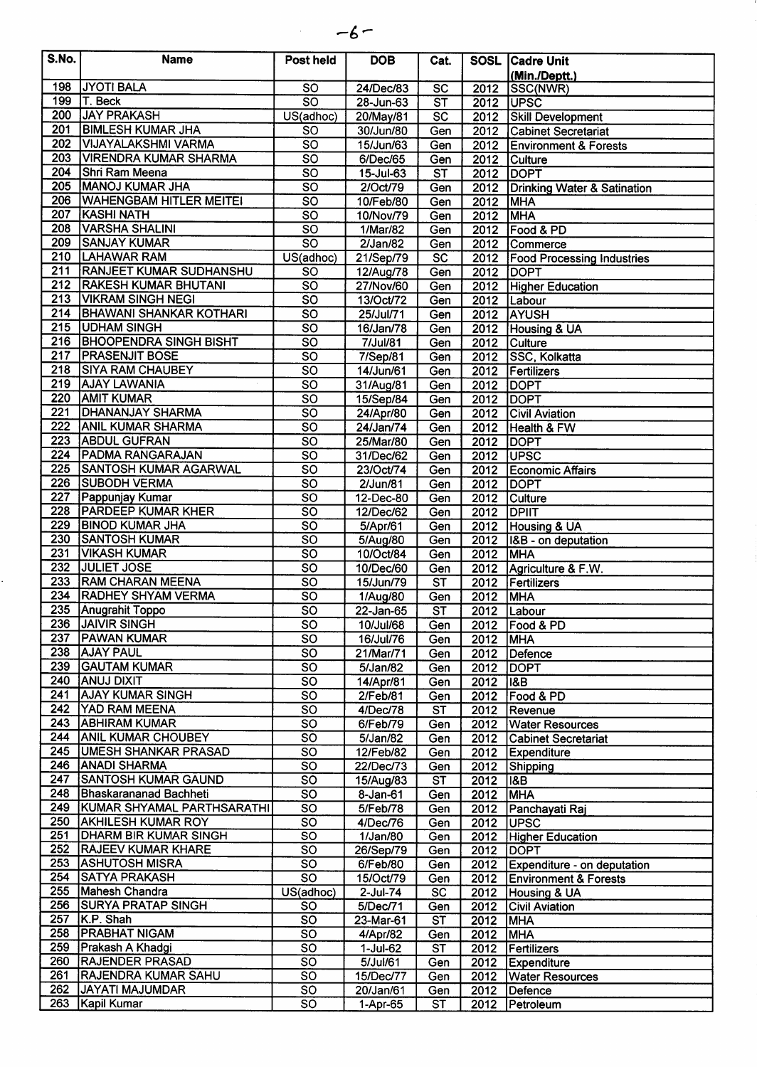| S.No. | Name | Post held | DOB | Cat. | SOSL | Cadre Unit (Min./Deptt.) |
|---|---|---|---|---|---|---|
| 198 | JYOTI BALA | SO | 24/Dec/83 | SC | 2012 | SSC(NWR) |
| 199 | T. Beck | SO | 28-Jun-63 | ST | 2012 | UPSC |
| 200 | JAY PRAKASH | US(adhoc) | 20/May/81 | SC | 2012 | Skill Development |
| 201 | BIMLESH KUMAR JHA | SO | 30/Jun/80 | Gen | 2012 | Cabinet Secretariat |
| 202 | VIJAYALAKSHMI VARMA | SO | 15/Jun/63 | Gen | 2012 | Environment & Forests |
| 203 | VIRENDRA KUMAR SHARMA | SO | 6/Dec/65 | Gen | 2012 | Culture |
| 204 | Shri Ram Meena | SO | 15-Jul-63 | ST | 2012 | DOPT |
| 205 | MANOJ KUMAR JHA | SO | 2/Oct/79 | Gen | 2012 | Drinking Water & Satination |
| 206 | WAHENGBAM HITLER MEITEI | SO | 10/Feb/80 | Gen | 2012 | MHA |
| 207 | KASHI NATH | SO | 10/Nov/79 | Gen | 2012 | MHA |
| 208 | VARSHA SHALINI | SO | 1/Mar/82 | Gen | 2012 | Food & PD |
| 209 | SANJAY KUMAR | SO | 2/Jan/82 | Gen | 2012 | Commerce |
| 210 | LAHAWAR RAM | US(adhoc) | 21/Sep/79 | SC | 2012 | Food Processing Industries |
| 211 | RANJEET KUMAR SUDHANSHU | SO | 12/Aug/78 | Gen | 2012 | DOPT |
| 212 | RAKESH KUMAR BHUTANI | SO | 27/Nov/60 | Gen | 2012 | Higher Education |
| 213 | VIKRAM SINGH NEGI | SO | 13/Oct/72 | Gen | 2012 | Labour |
| 214 | BHAWANI SHANKAR KOTHARI | SO | 25/Jul/71 | Gen | 2012 | AYUSH |
| 215 | UDHAM SINGH | SO | 16/Jan/78 | Gen | 2012 | Housing & UA |
| 216 | BHOOPENDRA SINGH BISHT | SO | 7/Jul/81 | Gen | 2012 | Culture |
| 217 | PRASENJIT BOSE | SO | 7/Sep/81 | Gen | 2012 | SSC, Kolkatta |
| 218 | SIYA RAM CHAUBEY | SO | 14/Jun/61 | Gen | 2012 | Fertilizers |
| 219 | AJAY LAWANIA | SO | 31/Aug/81 | Gen | 2012 | DOPT |
| 220 | AMIT KUMAR | SO | 15/Sep/84 | Gen | 2012 | DOPT |
| 221 | DHANANJAY SHARMA | SO | 24/Apr/80 | Gen | 2012 | Civil Aviation |
| 222 | ANIL KUMAR SHARMA | SO | 24/Jan/74 | Gen | 2012 | Health & FW |
| 223 | ABDUL GUFRAN | SO | 25/Mar/80 | Gen | 2012 | DOPT |
| 224 | PADMA RANGARAJAN | SO | 31/Dec/62 | Gen | 2012 | UPSC |
| 225 | SANTOSH KUMAR AGARWAL | SO | 23/Oct/74 | Gen | 2012 | Economic Affairs |
| 226 | SUBODH VERMA | SO | 2/Jun/81 | Gen | 2012 | DOPT |
| 227 | Pappunjay Kumar | SO | 12-Dec-80 | Gen | 2012 | Culture |
| 228 | PARDEEP KUMAR KHER | SO | 12/Dec/62 | Gen | 2012 | DPIIT |
| 229 | BINOD KUMAR JHA | SO | 5/Apr/61 | Gen | 2012 | Housing & UA |
| 230 | SANTOSH KUMAR | SO | 5/Aug/80 | Gen | 2012 | I&B - on deputation |
| 231 | VIKASH KUMAR | SO | 10/Oct/84 | Gen | 2012 | MHA |
| 232 | JULIET JOSE | SO | 10/Dec/60 | Gen | 2012 | Agriculture & F.W. |
| 233 | RAM CHARAN MEENA | SO | 15/Jun/79 | ST | 2012 | Fertilizers |
| 234 | RADHEY SHYAM VERMA | SO | 1/Aug/80 | Gen | 2012 | MHA |
| 235 | Anugrahit Toppo | SO | 22-Jan-65 | ST | 2012 | Labour |
| 236 | JAIVIR SINGH | SO | 10/Jul/68 | Gen | 2012 | Food & PD |
| 237 | PAWAN KUMAR | SO | 16/Jul/76 | Gen | 2012 | MHA |
| 238 | AJAY PAUL | SO | 21/Mar/71 | Gen | 2012 | Defence |
| 239 | GAUTAM KUMAR | SO | 5/Jan/82 | Gen | 2012 | DOPT |
| 240 | ANUJ DIXIT | SO | 14/Apr/81 | Gen | 2012 | I&B |
| 241 | AJAY KUMAR SINGH | SO | 2/Feb/81 | Gen | 2012 | Food & PD |
| 242 | YAD RAM MEENA | SO | 4/Dec/78 | ST | 2012 | Revenue |
| 243 | ABHIRAM KUMAR | SO | 6/Feb/79 | Gen | 2012 | Water Resources |
| 244 | ANIL KUMAR CHOUBEY | SO | 5/Jan/82 | Gen | 2012 | Cabinet Secretariat |
| 245 | UMESH SHANKAR PRASAD | SO | 12/Feb/82 | Gen | 2012 | Expenditure |
| 246 | ANADI SHARMA | SO | 22/Dec/73 | Gen | 2012 | Shipping |
| 247 | SANTOSH KUMAR GAUND | SO | 15/Aug/83 | ST | 2012 | I&B |
| 248 | Bhaskarananad Bachheti | SO | 8-Jan-61 | Gen | 2012 | MHA |
| 249 | KUMAR SHYAMAL PARTHSARATHI | SO | 5/Feb/78 | Gen | 2012 | Panchayati Raj |
| 250 | AKHILESH KUMAR ROY | SO | 4/Dec/76 | Gen | 2012 | UPSC |
| 251 | DHARM BIR KUMAR SINGH | SO | 1/Jan/80 | Gen | 2012 | Higher Education |
| 252 | RAJEEV KUMAR KHARE | SO | 26/Sep/79 | Gen | 2012 | DOPT |
| 253 | ASHUTOSH MISRA | SO | 6/Feb/80 | Gen | 2012 | Expenditure - on deputation |
| 254 | SATYA PRAKASH | SO | 15/Oct/79 | Gen | 2012 | Environment & Forests |
| 255 | Mahesh Chandra | US(adhoc) | 2-Jul-74 | SC | 2012 | Housing & UA |
| 256 | SURYA PRATAP SINGH | SO | 5/Dec/71 | Gen | 2012 | Civil Aviation |
| 257 | K.P. Shah | SO | 23-Mar-61 | ST | 2012 | MHA |
| 258 | PRABHAT NIGAM | SO | 4/Apr/82 | Gen | 2012 | MHA |
| 259 | Prakash A Khadgi | SO | 1-Jul-62 | ST | 2012 | Fertilizers |
| 260 | RAJENDER PRASAD | SO | 5/Jul/61 | Gen | 2012 | Expenditure |
| 261 | RAJENDRA KUMAR SAHU | SO | 15/Dec/77 | Gen | 2012 | Water Resources |
| 262 | JAYATI MAJUMDAR | SO | 20/Jan/61 | Gen | 2012 | Defence |
| 263 | Kapil Kumar | SO | 1-Apr-65 | ST | 2012 | Petroleum |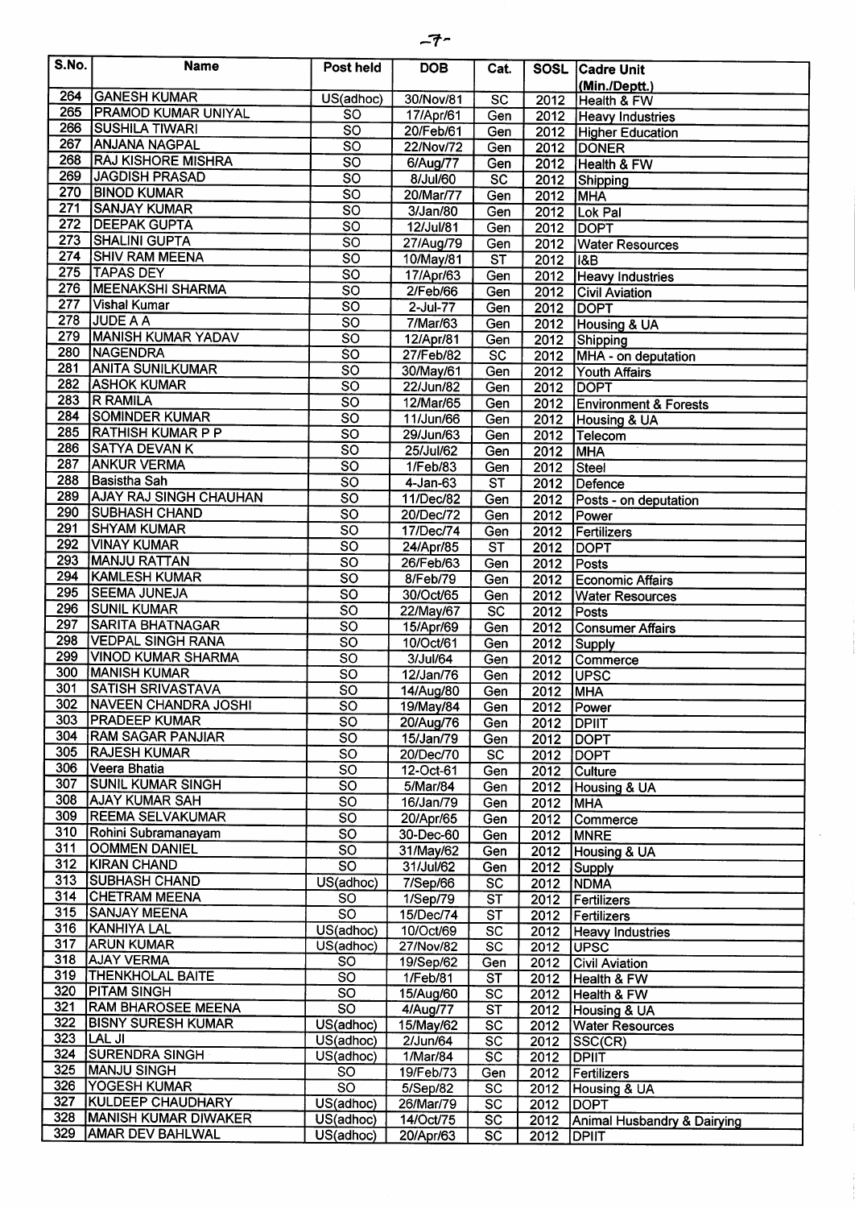| S.No. | Name | Post held | DOB | Cat. | SOSL | Cadre Unit (Min./Deptt.) |
|---|---|---|---|---|---|---|
| 264 | GANESH KUMAR | US(adhoc) | 30/Nov/81 | SC | 2012 | Health & FW |
| 265 | PRAMOD KUMAR UNIYAL | SO | 17/Apr/61 | Gen | 2012 | Heavy Industries |
| 266 | SUSHILA TIWARI | SO | 20/Feb/61 | Gen | 2012 | Higher Education |
| 267 | ANJANA NAGPAL | SO | 22/Nov/72 | Gen | 2012 | DONER |
| 268 | RAJ KISHORE MISHRA | SO | 6/Aug/77 | Gen | 2012 | Health & FW |
| 269 | JAGDISH PRASAD | SO | 8/Jul/60 | SC | 2012 | Shipping |
| 270 | BINOD KUMAR | SO | 20/Mar/77 | Gen | 2012 | MHA |
| 271 | SANJAY KUMAR | SO | 3/Jan/80 | Gen | 2012 | Lok Pal |
| 272 | DEEPAK GUPTA | SO | 12/Jul/81 | Gen | 2012 | DOPT |
| 273 | SHALINI GUPTA | SO | 27/Aug/79 | Gen | 2012 | Water Resources |
| 274 | SHIV RAM MEENA | SO | 10/May/81 | ST | 2012 | I&B |
| 275 | TAPAS DEY | SO | 17/Apr/63 | Gen | 2012 | Heavy Industries |
| 276 | MEENAKSHI SHARMA | SO | 2/Feb/66 | Gen | 2012 | Civil Aviation |
| 277 | Vishal Kumar | SO | 2-Jul-77 | Gen | 2012 | DOPT |
| 278 | JUDE A A | SO | 7/Mar/63 | Gen | 2012 | Housing & UA |
| 279 | MANISH KUMAR YADAV | SO | 12/Apr/81 | Gen | 2012 | Shipping |
| 280 | NAGENDRA | SO | 27/Feb/82 | SC | 2012 | MHA - on deputation |
| 281 | ANITA SUNILKUMAR | SO | 30/May/61 | Gen | 2012 | Youth Affairs |
| 282 | ASHOK KUMAR | SO | 22/Jun/82 | Gen | 2012 | DOPT |
| 283 | R RAMILA | SO | 12/Mar/65 | Gen | 2012 | Environment & Forests |
| 284 | SOMINDER KUMAR | SO | 11/Jun/66 | Gen | 2012 | Housing & UA |
| 285 | RATHISH KUMAR P P | SO | 29/Jun/63 | Gen | 2012 | Telecom |
| 286 | SATYA DEVAN K | SO | 25/Jul/62 | Gen | 2012 | MHA |
| 287 | ANKUR VERMA | SO | 1/Feb/83 | Gen | 2012 | Steel |
| 288 | Basistha Sah | SO | 4-Jan-63 | ST | 2012 | Defence |
| 289 | AJAY RAJ SINGH CHAUHAN | SO | 11/Dec/82 | Gen | 2012 | Posts - on deputation |
| 290 | SUBHASH CHAND | SO | 20/Dec/72 | Gen | 2012 | Power |
| 291 | SHYAM KUMAR | SO | 17/Dec/74 | Gen | 2012 | Fertilizers |
| 292 | VINAY KUMAR | SO | 24/Apr/85 | ST | 2012 | DOPT |
| 293 | MANJU RATTAN | SO | 26/Feb/63 | Gen | 2012 | Posts |
| 294 | KAMLESH KUMAR | SO | 8/Feb/79 | Gen | 2012 | Economic Affairs |
| 295 | SEEMA JUNEJA | SO | 30/Oct/65 | Gen | 2012 | Water Resources |
| 296 | SUNIL KUMAR | SO | 22/May/67 | SC | 2012 | Posts |
| 297 | SARITA BHATNAGAR | SO | 15/Apr/69 | Gen | 2012 | Consumer Affairs |
| 298 | VEDPAL SINGH RANA | SO | 10/Oct/61 | Gen | 2012 | Supply |
| 299 | VINOD KUMAR SHARMA | SO | 3/Jul/64 | Gen | 2012 | Commerce |
| 300 | MANISH KUMAR | SO | 12/Jan/76 | Gen | 2012 | UPSC |
| 301 | SATISH SRIVASTAVA | SO | 14/Aug/80 | Gen | 2012 | MHA |
| 302 | NAVEEN CHANDRA JOSHI | SO | 19/May/84 | Gen | 2012 | Power |
| 303 | PRADEEP KUMAR | SO | 20/Aug/76 | Gen | 2012 | DPIIT |
| 304 | RAM SAGAR PANJIAR | SO | 15/Jan/79 | Gen | 2012 | DOPT |
| 305 | RAJESH KUMAR | SO | 20/Dec/70 | SC | 2012 | DOPT |
| 306 | Veera Bhatia | SO | 12-Oct-61 | Gen | 2012 | Culture |
| 307 | SUNIL KUMAR SINGH | SO | 5/Mar/84 | Gen | 2012 | Housing & UA |
| 308 | AJAY KUMAR SAH | SO | 16/Jan/79 | Gen | 2012 | MHA |
| 309 | REEMA SELVAKUMAR | SO | 20/Apr/65 | Gen | 2012 | Commerce |
| 310 | Rohini Subramanayam | SO | 30-Dec-60 | Gen | 2012 | MNRE |
| 311 | OOMMEN DANIEL | SO | 31/May/62 | Gen | 2012 | Housing & UA |
| 312 | KIRAN CHAND | SO | 31/Jul/62 | Gen | 2012 | Supply |
| 313 | SUBHASH CHAND | US(adhoc) | 7/Sep/66 | SC | 2012 | NDMA |
| 314 | CHETRAM MEENA | SO | 1/Sep/79 | ST | 2012 | Fertilizers |
| 315 | SANJAY MEENA | SO | 15/Dec/74 | ST | 2012 | Fertilizers |
| 316 | KANHIYA LAL | US(adhoc) | 10/Oct/69 | SC | 2012 | Heavy Industries |
| 317 | ARUN KUMAR | US(adhoc) | 27/Nov/82 | SC | 2012 | UPSC |
| 318 | AJAY VERMA | SO | 19/Sep/62 | Gen | 2012 | Civil Aviation |
| 319 | THENKHOLAL BAITE | SO | 1/Feb/81 | ST | 2012 | Health & FW |
| 320 | PITAM SINGH | SO | 15/Aug/60 | SC | 2012 | Health & FW |
| 321 | RAM BHAROSEE MEENA | SO | 4/Aug/77 | ST | 2012 | Housing & UA |
| 322 | BISNY SURESH KUMAR | US(adhoc) | 15/May/62 | SC | 2012 | Water Resources |
| 323 | LAL JI | US(adhoc) | 2/Jun/64 | SC | 2012 | SSC(CR) |
| 324 | SURENDRA SINGH | US(adhoc) | 1/Mar/84 | SC | 2012 | DPIIT |
| 325 | MANJU SINGH | SO | 19/Feb/73 | Gen | 2012 | Fertilizers |
| 326 | YOGESH KUMAR | SO | 5/Sep/82 | SC | 2012 | Housing & UA |
| 327 | KULDEEP CHAUDHARY | US(adhoc) | 26/Mar/79 | SC | 2012 | DOPT |
| 328 | MANISH KUMAR DIWAKER | US(adhoc) | 14/Oct/75 | SC | 2012 | Animal Husbandry & Dairying |
| 329 | AMAR DEV BAHLWAL | US(adhoc) | 20/Apr/63 | SC | 2012 | DPIIT |